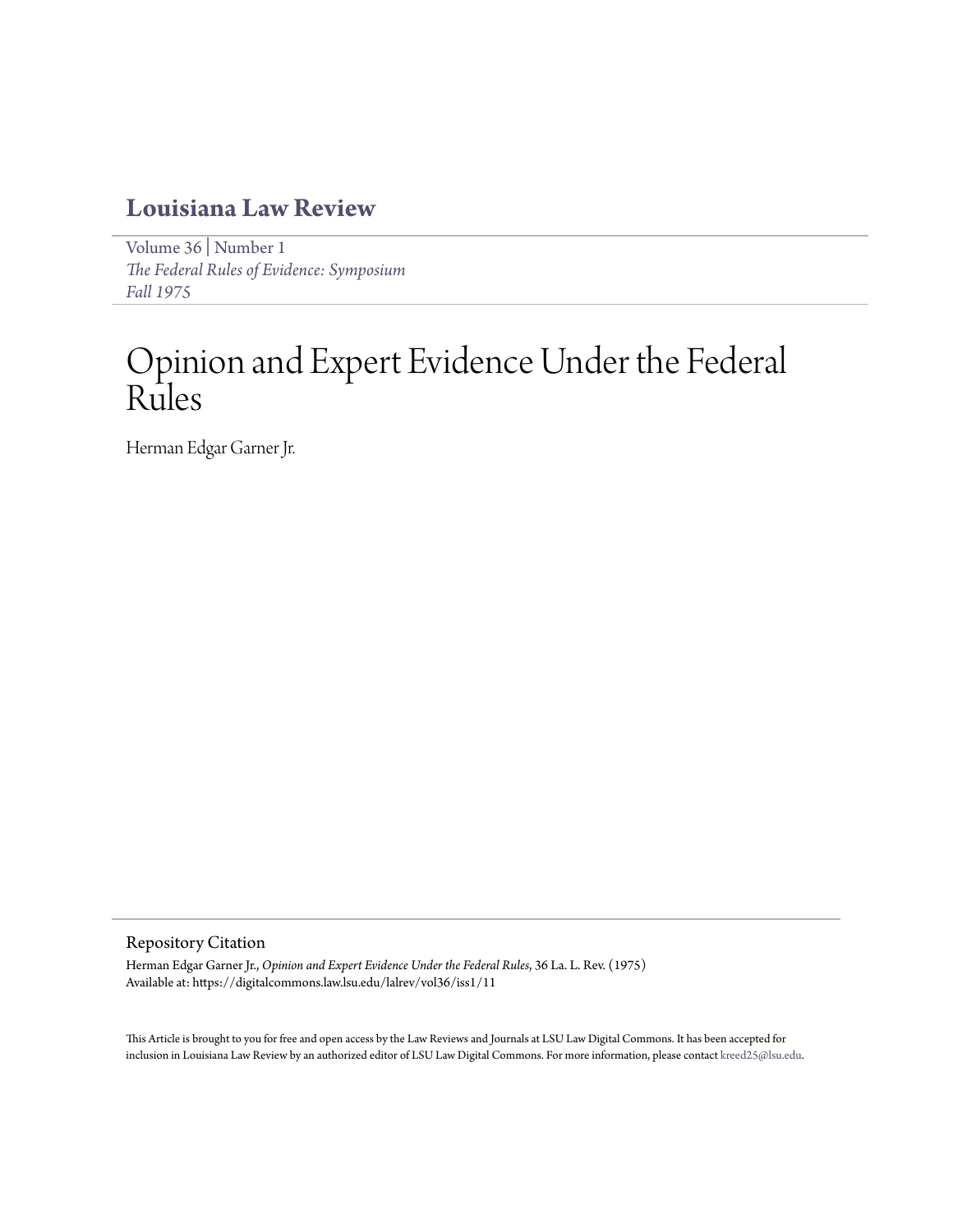# Louisiana Law Review

Volume 36 | Number 1
*The Federal Rules of Evidence: Symposium*
*Fall 1975*

# Opinion and Expert Evidence Under the Federal Rules

Herman Edgar Garner Jr.

## Repository Citation

Herman Edgar Garner Jr., *Opinion and Expert Evidence Under the Federal Rules*, 36 La. L. Rev. (1975)
Available at: https://digitalcommons.law.lsu.edu/lalrev/vol36/iss1/11

This Article is brought to you for free and open access by the Law Reviews and Journals at LSU Law Digital Commons. It has been accepted for inclusion in Louisiana Law Review by an authorized editor of LSU Law Digital Commons. For more information, please contact kreed25@lsu.edu.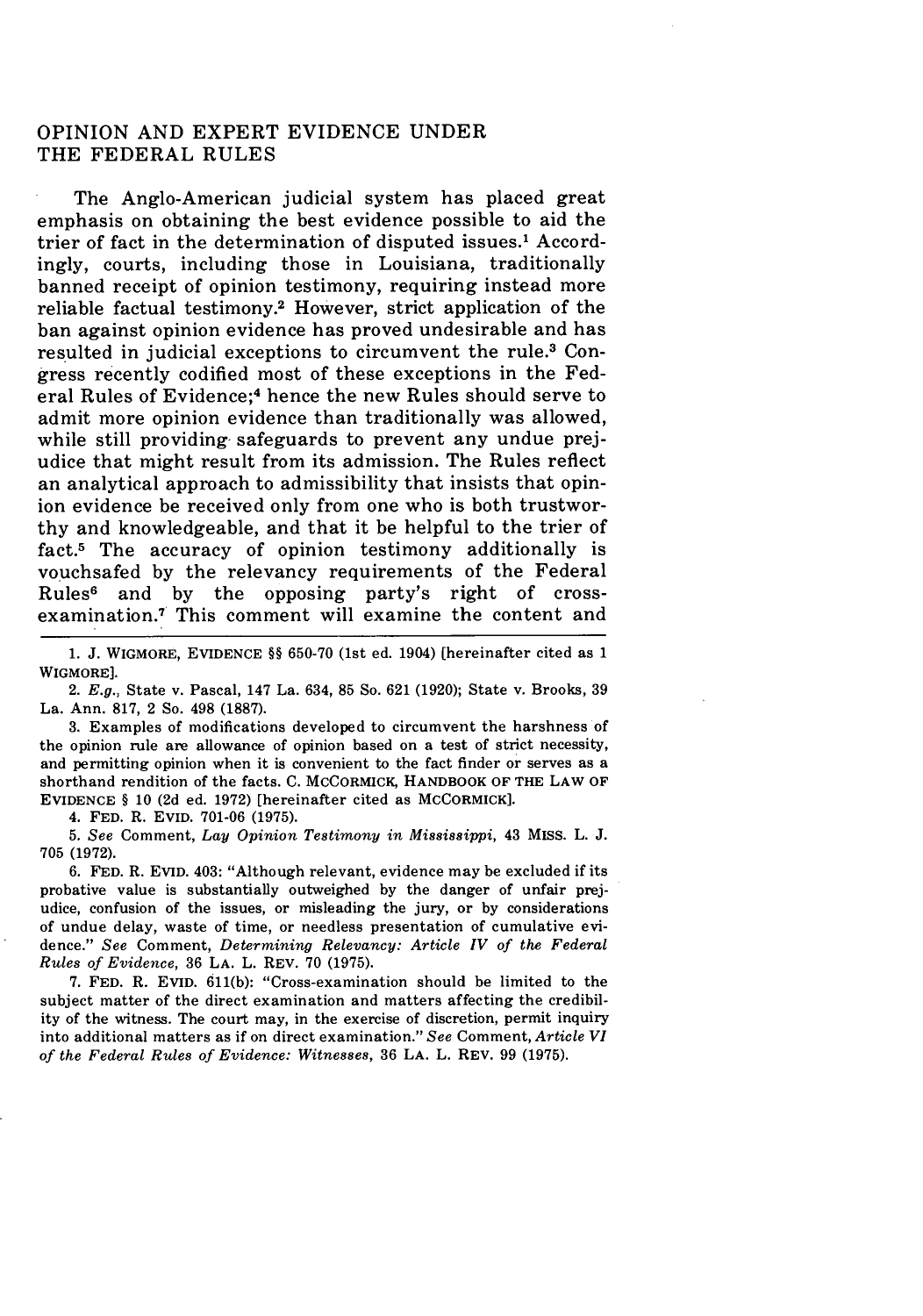## OPINION AND EXPERT EVIDENCE UNDER THE FEDERAL RULES

The Anglo-American judicial system has placed great emphasis on obtaining the best evidence possible to aid the trier of fact in the determination of disputed issues.[1] Accordingly, courts, including those in Louisiana, traditionally banned receipt of opinion testimony, requiring instead more reliable factual testimony.[2] However, strict application of the ban against opinion evidence has proved undesirable and has resulted in judicial exceptions to circumvent the rule.[3] Congress recently codified most of these exceptions in the Federal Rules of Evidence;[4] hence the new Rules should serve to admit more opinion evidence than traditionally was allowed, while still providing safeguards to prevent any undue prejudice that might result from its admission. The Rules reflect an analytical approach to admissibility that insists that opinion evidence be received only from one who is both trustworthy and knowledgeable, and that it be helpful to the trier of fact.[5] The accuracy of opinion testimony additionally is vouchsafed by the relevancy requirements of the Federal Rules[6] and by the opposing party's right of cross-examination.[7] This comment will examine the content and

---

1. J. WIGMORE, EVIDENCE §§ 650-70 (1st ed. 1904) [hereinafter cited as 1 WIGMORE].

2. *E.g.*, State v. Pascal, 147 La. 634, 85 So. 621 (1920); State v. Brooks, 39 La. Ann. 817, 2 So. 498 (1887).

3. Examples of modifications developed to circumvent the harshness of the opinion rule are allowance of opinion based on a test of strict necessity, and permitting opinion when it is convenient to the fact finder or serves as a shorthand rendition of the facts. C. MCCORMICK, HANDBOOK OF THE LAW OF EVIDENCE § 10 (2d ed. 1972) [hereinafter cited as MCCORMICK].

4. FED. R. EVID. 701-06 (1975).

5. *See* Comment, *Lay Opinion Testimony in Mississippi*, 43 MISS. L. J. 705 (1972).

6. FED. R. EVID. 403: "Although relevant, evidence may be excluded if its probative value is substantially outweighed by the danger of unfair prejudice, confusion of the issues, or misleading the jury, or by considerations of undue delay, waste of time, or needless presentation of cumulative evidence." *See* Comment, *Determining Relevancy: Article IV of the Federal Rules of Evidence*, 36 LA. L. REV. 70 (1975).

7. FED. R. EVID. 611(b): "Cross-examination should be limited to the subject matter of the direct examination and matters affecting the credibility of the witness. The court may, in the exercise of discretion, permit inquiry into additional matters as if on direct examination." *See* Comment, *Article VI of the Federal Rules of Evidence: Witnesses*, 36 LA. L. REV. 99 (1975).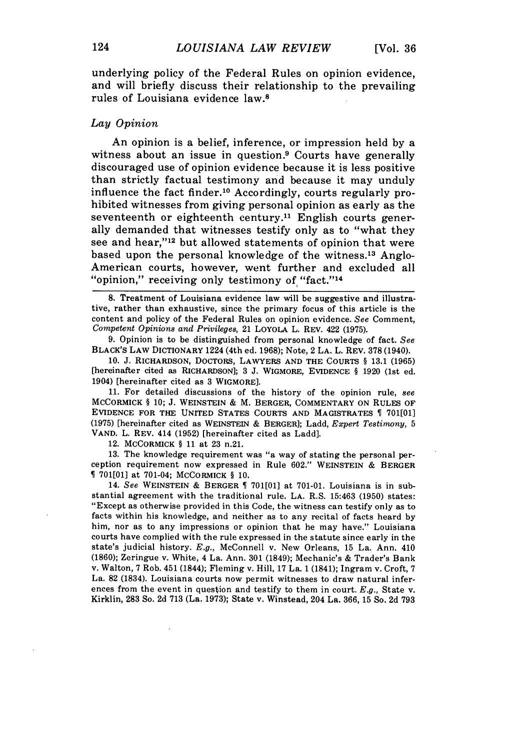underlying policy of the Federal Rules on opinion evidence, and will briefly discuss their relationship to the prevailing rules of Louisiana evidence law.[8]

### *Lay Opinion*

An opinion is a belief, inference, or impression held by a witness about an issue in question.[9] Courts have generally discouraged use of opinion evidence because it is less positive than strictly factual testimony and because it may unduly influence the fact finder.[10] Accordingly, courts regularly prohibited witnesses from giving personal opinion as early as the seventeenth or eighteenth century.[11] English courts generally demanded that witnesses testify only as to "what they see and hear,"[12] but allowed statements of opinion that were based upon the personal knowledge of the witness.[13] Anglo-American courts, however, went further and excluded all "opinion," receiving only testimony of "fact."[14]

---

8. Treatment of Louisiana evidence law will be suggestive and illustrative, rather than exhaustive, since the primary focus of this article is the content and policy of the Federal Rules on opinion evidence. *See* Comment, *Competent Opinions and Privileges*, 21 LOYOLA L. REV. 422 (1975).

9. Opinion is to be distinguished from personal knowledge of fact. *See* BLACK'S LAW DICTIONARY 1224 (4th ed. 1968); Note, 2 LA. L. REV. 378 (1940).

10. J. RICHARDSON, DOCTORS, LAWYERS AND THE COURTS § 13.1 (1965) [hereinafter cited as RICHARDSON]; 3 J. WIGMORE, EVIDENCE § 1920 (1st ed. 1904) [hereinafter cited as 3 WIGMORE].

11. For detailed discussions of the history of the opinion rule, *see* MCCORMICK § 10; J. WEINSTEIN & M. BERGER, COMMENTARY ON RULES OF EVIDENCE FOR THE UNITED STATES COURTS AND MAGISTRATES ¶ 701[01] (1975) [hereinafter cited as WEINSTEIN & BERGER]; Ladd, *Expert Testimony*, 5 VAND. L. REV. 414 (1952) [hereinafter cited as Ladd].

12. MCCORMICK § 11 at 23 n.21.

13. The knowledge requirement was "a way of stating the personal perception requirement now expressed in Rule 602." WEINSTEIN & BERGER ¶ 701[01] at 701-04; MCCORMICK § 10.

14. *See* WEINSTEIN & BERGER ¶ 701[01] at 701-01. Louisiana is in substantial agreement with the traditional rule. LA. R.S. 15:463 (1950) states: "Except as otherwise provided in this Code, the witness can testify only as to facts within his knowledge, and neither as to any recital of facts heard by him, nor as to any impressions or opinion that he may have." Louisiana courts have complied with the rule expressed in the statute since early in the state's judicial history. *E.g.*, McConnell v. New Orleans, 15 La. Ann. 410 (1860); Zeringue v. White, 4 La. Ann. 301 (1849); Mechanic's & Trader's Bank v. Walton, 7 Rob. 451 (1844); Fleming v. Hill, 17 La. 1 (1841); Ingram v. Croft, 7 La. 82 (1834). Louisiana courts now permit witnesses to draw natural inferences from the event in question and testify to them in court. *E.g.*, State v. Kirklin, 283 So. 2d 713 (La. 1973); State v. Winstead, 204 La. 366, 15 So. 2d 793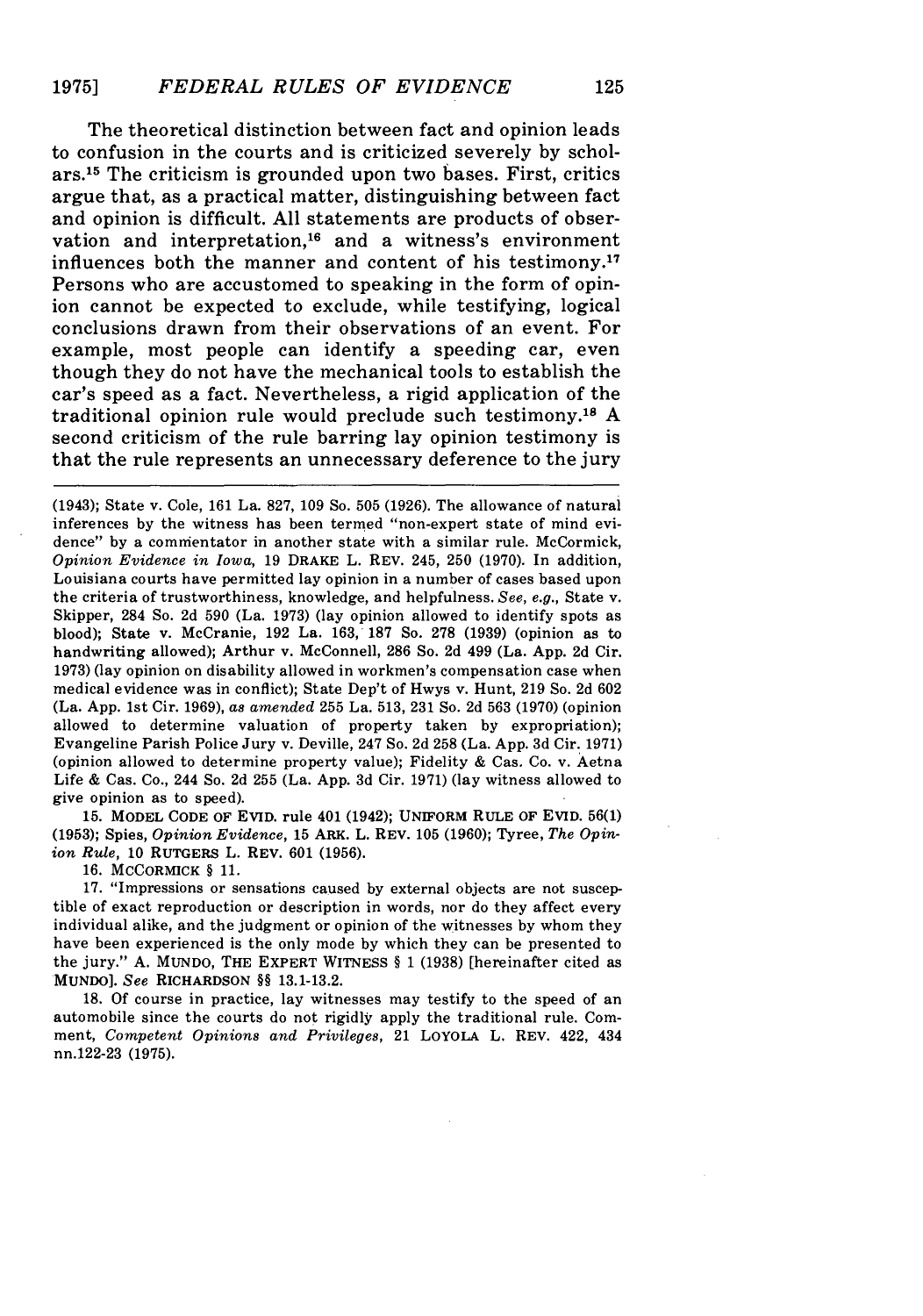The theoretical distinction between fact and opinion leads to confusion in the courts and is criticized severely by scholars.[15] The criticism is grounded upon two bases. First, critics argue that, as a practical matter, distinguishing between fact and opinion is difficult. All statements are products of observation and interpretation,[16] and a witness's environment influences both the manner and content of his testimony.[17] Persons who are accustomed to speaking in the form of opinion cannot be expected to exclude, while testifying, logical conclusions drawn from their observations of an event. For example, most people can identify a speeding car, even though they do not have the mechanical tools to establish the car's speed as a fact. Nevertheless, a rigid application of the traditional opinion rule would preclude such testimony.[18] A second criticism of the rule barring lay opinion testimony is that the rule represents an unnecessary deference to the jury

---

(1943); State v. Cole, 161 La. 827, 109 So. 505 (1926). The allowance of natural inferences by the witness has been termed "non-expert state of mind evidence" by a commentator in another state with a similar rule. McCormick, *Opinion Evidence in Iowa*, 19 DRAKE L. REV. 245, 250 (1970). In addition, Louisiana courts have permitted lay opinion in a number of cases based upon the criteria of trustworthiness, knowledge, and helpfulness. *See, e.g.*, State v. Skipper, 284 So. 2d 590 (La. 1973) (lay opinion allowed to identify spots as blood); State v. McCranie, 192 La. 163, 187 So. 278 (1939) (opinion as to handwriting allowed); Arthur v. McConnell, 286 So. 2d 499 (La. App. 2d Cir. 1973) (lay opinion on disability allowed in workmen's compensation case when medical evidence was in conflict); State Dep't of Hwys v. Hunt, 219 So. 2d 602 (La. App. 1st Cir. 1969), *as amended* 255 La. 513, 231 So. 2d 563 (1970) (opinion allowed to determine valuation of property taken by expropriation); Evangeline Parish Police Jury v. Deville, 247 So. 2d 258 (La. App. 3d Cir. 1971) (opinion allowed to determine property value); Fidelity & Cas. Co. v. Aetna Life & Cas. Co., 244 So. 2d 255 (La. App. 3d Cir. 1971) (lay witness allowed to give opinion as to speed).

15. MODEL CODE OF EVID. rule 401 (1942); UNIFORM RULE OF EVID. 56(1) (1953); Spies, *Opinion Evidence*, 15 ARK. L. REV. 105 (1960); Tyree, *The Opinion Rule*, 10 RUTGERS L. REV. 601 (1956).

16. MCCORMICK § 11.

17. "Impressions or sensations caused by external objects are not susceptible of exact reproduction or description in words, nor do they affect every individual alike, and the judgment or opinion of the witnesses by whom they have been experienced is the only mode by which they can be presented to the jury." A. MUNDO, THE EXPERT WITNESS § 1 (1938) [hereinafter cited as MUNDO]. *See* RICHARDSON §§ 13.1-13.2.

18. Of course in practice, lay witnesses may testify to the speed of an automobile since the courts do not rigidly apply the traditional rule. Comment, *Competent Opinions and Privileges*, 21 LOYOLA L. REV. 422, 434 nn.122-23 (1975).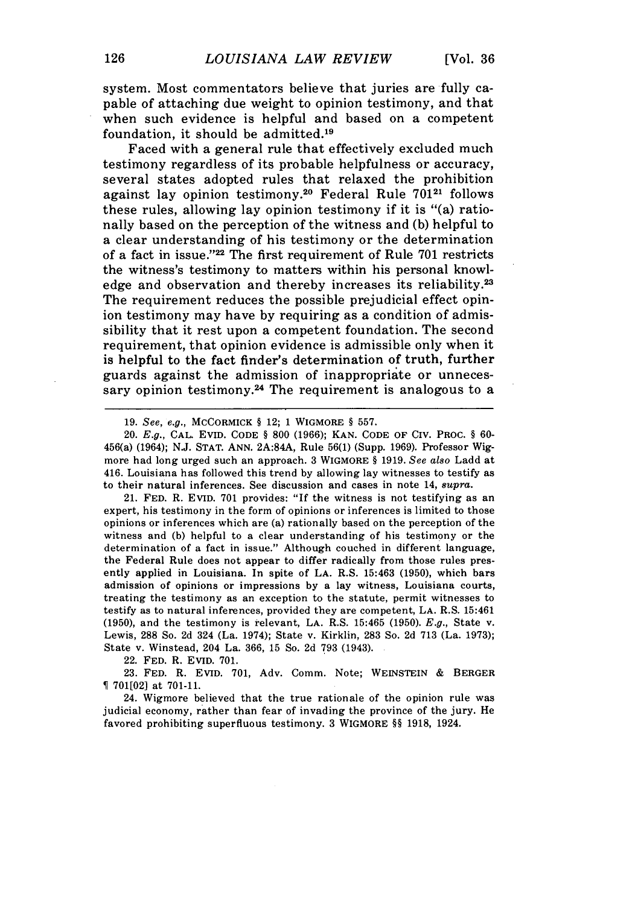system. Most commentators believe that juries are fully capable of attaching due weight to opinion testimony, and that when such evidence is helpful and based on a competent foundation, it should be admitted.[19]

Faced with a general rule that effectively excluded much testimony regardless of its probable helpfulness or accuracy, several states adopted rules that relaxed the prohibition against lay opinion testimony.[20] Federal Rule 701[21] follows these rules, allowing lay opinion testimony if it is "(a) rationally based on the perception of the witness and (b) helpful to a clear understanding of his testimony or the determination of a fact in issue."[22] The first requirement of Rule 701 restricts the witness's testimony to matters within his personal knowledge and observation and thereby increases its reliability.[23] The requirement reduces the possible prejudicial effect opinion testimony may have by requiring as a condition of admissibility that it rest upon a competent foundation. The second requirement, that opinion evidence is admissible only when it is helpful to the fact finder's determination of truth, further guards against the admission of inappropriate or unnecessary opinion testimony.[24] The requirement is analogous to a

---

19. *See, e.g.,* McCORMICK § 12; 1 WIGMORE § 557.

20. *E.g.,* CAL. EVID. CODE § 800 (1966); KAN. CODE OF CIV. PROC. § 60-456(a) (1964); N.J. STAT. ANN. 2A:84A, Rule 56(1) (Supp. 1969). Professor Wigmore had long urged such an approach. 3 WIGMORE § 1919. *See also* Ladd at 416. Louisiana has followed this trend by allowing lay witnesses to testify as to their natural inferences. See discussion and cases in note 14, *supra.*

21. FED. R. EVID. 701 provides: "If the witness is not testifying as an expert, his testimony in the form of opinions or inferences is limited to those opinions or inferences which are (a) rationally based on the perception of the witness and (b) helpful to a clear understanding of his testimony or the determination of a fact in issue." Although couched in different language, the Federal Rule does not appear to differ radically from those rules presently applied in Louisiana. In spite of LA. R.S. 15:463 (1950), which bars admission of opinions or impressions by a lay witness, Louisiana courts, treating the testimony as an exception to the statute, permit witnesses to testify as to natural inferences, provided they are competent, LA. R.S. 15:461 (1950), and the testimony is relevant, LA. R.S. 15:465 (1950). *E.g.,* State v. Lewis, 288 So. 2d 324 (La. 1974); State v. Kirklin, 283 So. 2d 713 (La. 1973); State v. Winstead, 204 La. 366, 15 So. 2d 793 (1943).

22. FED. R. EVID. 701.

23. FED. R. EVID. 701, Adv. Comm. Note; WEINSTEIN & BERGER ¶ 701[02] at 701-11.

24. Wigmore believed that the true rationale of the opinion rule was judicial economy, rather than fear of invading the province of the jury. He favored prohibiting superfluous testimony. 3 WIGMORE §§ 1918, 1924.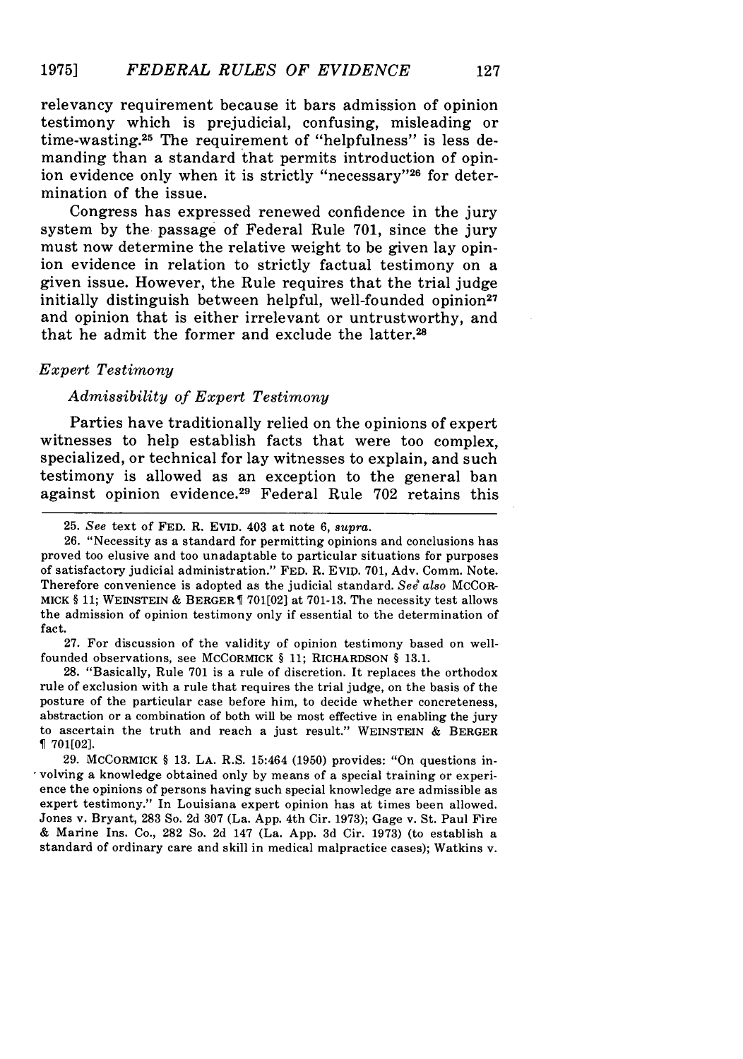relevancy requirement because it bars admission of opinion testimony which is prejudicial, confusing, misleading or time-wasting.[25] The requirement of "helpfulness" is less demanding than a standard that permits introduction of opinion evidence only when it is strictly "necessary"[26] for determination of the issue.

Congress has expressed renewed confidence in the jury system by the passage of Federal Rule 701, since the jury must now determine the relative weight to be given lay opinion evidence in relation to strictly factual testimony on a given issue. However, the Rule requires that the trial judge initially distinguish between helpful, well-founded opinion[27] and opinion that is either irrelevant or untrustworthy, and that he admit the former and exclude the latter.[28]

### *Expert Testimony*

#### *Admissibility of Expert Testimony*

Parties have traditionally relied on the opinions of expert witnesses to help establish facts that were too complex, specialized, or technical for lay witnesses to explain, and such testimony is allowed as an exception to the general ban against opinion evidence.[29] Federal Rule 702 retains this

---

25. *See* text of FED. R. EVID. 403 at note 6, *supra*.

26. "Necessity as a standard for permitting opinions and conclusions has proved too elusive and too unadaptable to particular situations for purposes of satisfactory judicial administration." FED. R. EVID. 701, Adv. Comm. Note. Therefore convenience is adopted as the judicial standard. *See also* MCCORMICK § 11; WEINSTEIN & BERGER ¶ 701[02] at 701-13. The necessity test allows the admission of opinion testimony only if essential to the determination of fact.

27. For discussion of the validity of opinion testimony based on well-founded observations, see MCCORMICK § 11; RICHARDSON § 13.1.

28. "Basically, Rule 701 is a rule of discretion. It replaces the orthodox rule of exclusion with a rule that requires the trial judge, on the basis of the posture of the particular case before him, to decide whether concreteness, abstraction or a combination of both will be most effective in enabling the jury to ascertain the truth and reach a just result." WEINSTEIN & BERGER ¶ 701[02].

29. MCCORMICK § 13. LA. R.S. 15:464 (1950) provides: "On questions involving a knowledge obtained only by means of a special training or experience the opinions of persons having such special knowledge are admissible as expert testimony." In Louisiana expert opinion has at times been allowed. Jones v. Bryant, 283 So. 2d 307 (La. App. 4th Cir. 1973); Gage v. St. Paul Fire & Marine Ins. Co., 282 So. 2d 147 (La. App. 3d Cir. 1973) (to establish a standard of ordinary care and skill in medical malpractice cases); Watkins v.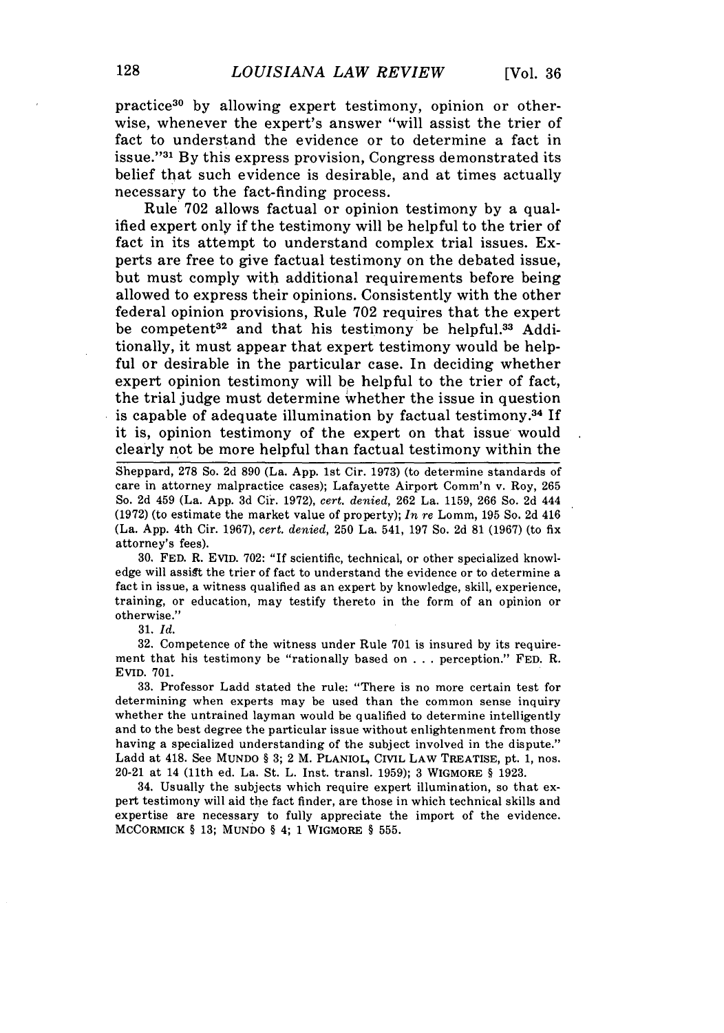practice[30] by allowing expert testimony, opinion or otherwise, whenever the expert's answer "will assist the trier of fact to understand the evidence or to determine a fact in issue."[31] By this express provision, Congress demonstrated its belief that such evidence is desirable, and at times actually necessary to the fact-finding process.

Rule 702 allows factual or opinion testimony by a qualified expert only if the testimony will be helpful to the trier of fact in its attempt to understand complex trial issues. Experts are free to give factual testimony on the debated issue, but must comply with additional requirements before being allowed to express their opinions. Consistently with the other federal opinion provisions, Rule 702 requires that the expert be competent[32] and that his testimony be helpful.[33] Additionally, it must appear that expert testimony would be helpful or desirable in the particular case. In deciding whether expert opinion testimony will be helpful to the trier of fact, the trial judge must determine whether the issue in question is capable of adequate illumination by factual testimony.[34] If it is, opinion testimony of the expert on that issue would clearly not be more helpful than factual testimony within the

---

Sheppard, 278 So. 2d 890 (La. App. 1st Cir. 1973) (to determine standards of care in attorney malpractice cases); Lafayette Airport Comm'n v. Roy, 265 So. 2d 459 (La. App. 3d Cir. 1972), *cert. denied*, 262 La. 1159, 266 So. 2d 444 (1972) (to estimate the market value of property); *In re* Lomm, 195 So. 2d 416 (La. App. 4th Cir. 1967), *cert. denied*, 250 La. 541, 197 So. 2d 81 (1967) (to fix attorney's fees).

30. FED. R. EVID. 702: "If scientific, technical, or other specialized knowledge will assist the trier of fact to understand the evidence or to determine a fact in issue, a witness qualified as an expert by knowledge, skill, experience, training, or education, may testify thereto in the form of an opinion or otherwise."

31. *Id.*

32. Competence of the witness under Rule 701 is insured by its requirement that his testimony be "rationally based on . . . perception." FED. R. EVID. 701.

33. Professor Ladd stated the rule: "There is no more certain test for determining when experts may be used than the common sense inquiry whether the untrained layman would be qualified to determine intelligently and to the best degree the particular issue without enlightenment from those having a specialized understanding of the subject involved in the dispute." Ladd at 418. See MUNDO § 3; 2 M. PLANIOL, CIVIL LAW TREATISE, pt. 1, nos. 20-21 at 14 (11th ed. La. St. L. Inst. transl. 1959); 3 WIGMORE § 1923.

34. Usually the subjects which require expert illumination, so that expert testimony will aid the fact finder, are those in which technical skills and expertise are necessary to fully appreciate the import of the evidence. MCCORMICK § 13; MUNDO § 4; 1 WIGMORE § 555.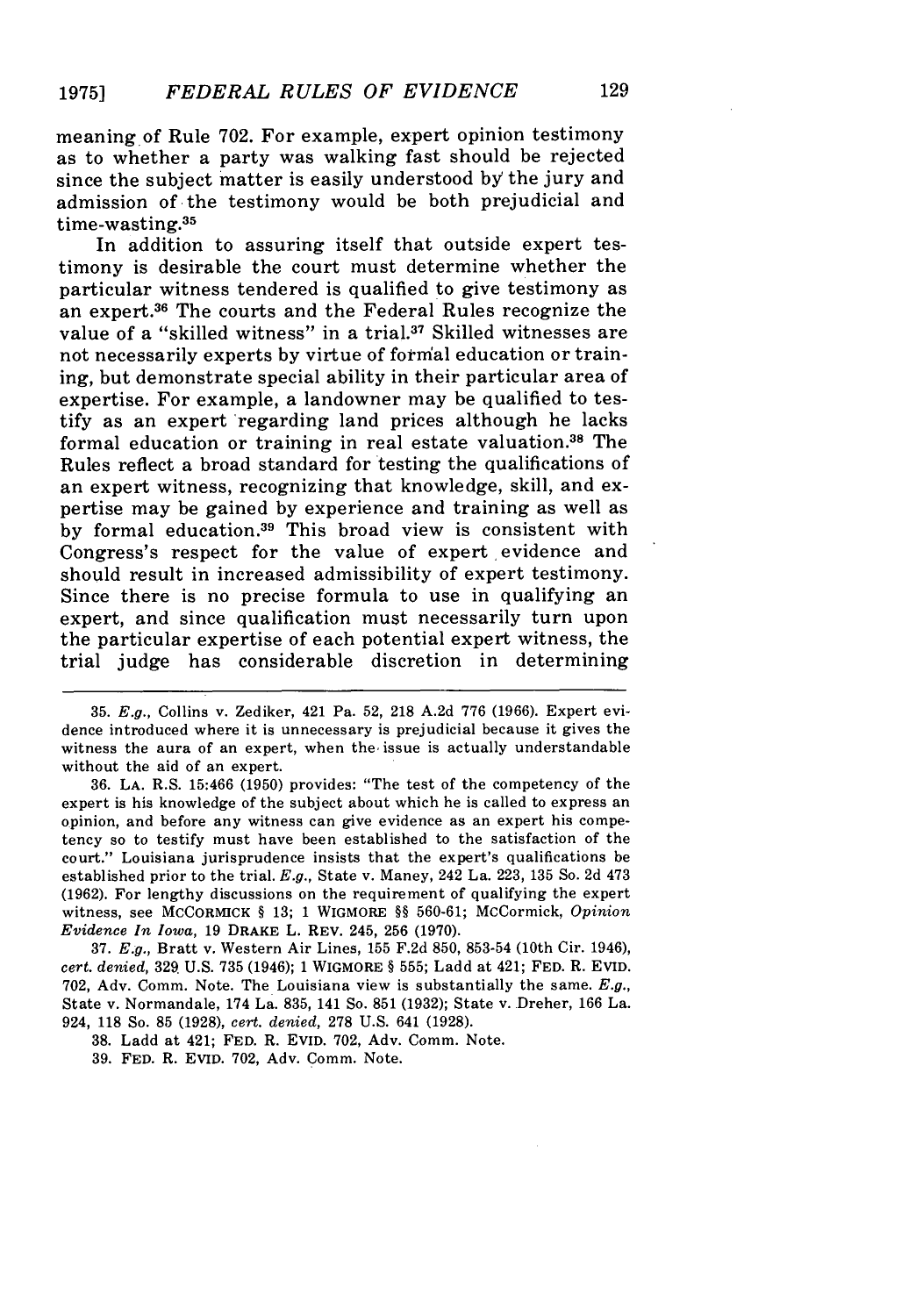meaning of Rule 702. For example, expert opinion testimony as to whether a party was walking fast should be rejected since the subject matter is easily understood by the jury and admission of the testimony would be both prejudicial and time-wasting.[35]

In addition to assuring itself that outside expert testimony is desirable the court must determine whether the particular witness tendered is qualified to give testimony as an expert.[36] The courts and the Federal Rules recognize the value of a "skilled witness" in a trial.[37] Skilled witnesses are not necessarily experts by virtue of formal education or training, but demonstrate special ability in their particular area of expertise. For example, a landowner may be qualified to testify as an expert regarding land prices although he lacks formal education or training in real estate valuation.[38] The Rules reflect a broad standard for testing the qualifications of an expert witness, recognizing that knowledge, skill, and expertise may be gained by experience and training as well as by formal education.[39] This broad view is consistent with Congress's respect for the value of expert evidence and should result in increased admissibility of expert testimony. Since there is no precise formula to use in qualifying an expert, and since qualification must necessarily turn upon the particular expertise of each potential expert witness, the trial judge has considerable discretion in determining

---

35. *E.g.*, Collins v. Zediker, 421 Pa. 52, 218 A.2d 776 (1966). Expert evidence introduced where it is unnecessary is prejudicial because it gives the witness the aura of an expert, when the issue is actually understandable without the aid of an expert.

36. LA. R.S. 15:466 (1950) provides: "The test of the competency of the expert is his knowledge of the subject about which he is called to express an opinion, and before any witness can give evidence as an expert his competency so to testify must have been established to the satisfaction of the court." Louisiana jurisprudence insists that the expert's qualifications be established prior to the trial. *E.g.*, State v. Maney, 242 La. 223, 135 So. 2d 473 (1962). For lengthy discussions on the requirement of qualifying the expert witness, see MCCORMICK § 13; 1 WIGMORE §§ 560-61; McCormick, *Opinion Evidence In Iowa*, 19 DRAKE L. REV. 245, 256 (1970).

37. *E.g.*, Bratt v. Western Air Lines, 155 F.2d 850, 853-54 (10th Cir. 1946), *cert. denied*, 329 U.S. 735 (1946); 1 WIGMORE § 555; Ladd at 421; FED. R. EVID. 702, Adv. Comm. Note. The Louisiana view is substantially the same. *E.g.*, State v. Normandale, 174 La. 835, 141 So. 851 (1932); State v. Dreher, 166 La. 924, 118 So. 85 (1928), *cert. denied*, 278 U.S. 641 (1928).

38. Ladd at 421; FED. R. EVID. 702, Adv. Comm. Note.

39. FED. R. EVID. 702, Adv. Comm. Note.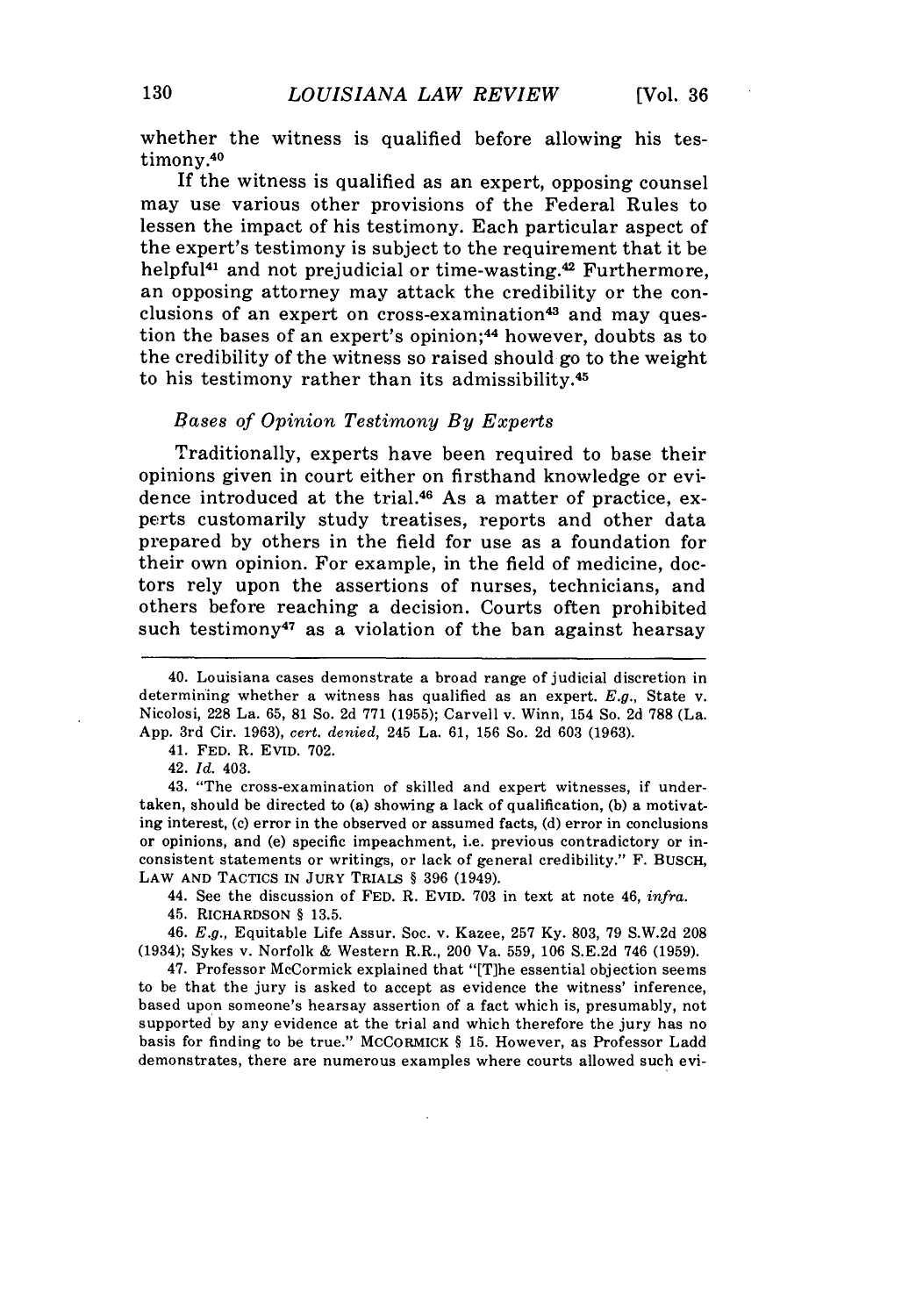whether the witness is qualified before allowing his testimony.[40]

If the witness is qualified as an expert, opposing counsel may use various other provisions of the Federal Rules to lessen the impact of his testimony. Each particular aspect of the expert's testimony is subject to the requirement that it be helpful[41] and not prejudicial or time-wasting.[42] Furthermore, an opposing attorney may attack the credibility or the conclusions of an expert on cross-examination[43] and may question the bases of an expert's opinion;[44] however, doubts as to the credibility of the witness so raised should go to the weight to his testimony rather than its admissibility.[45]

### *Bases of Opinion Testimony By Experts*

Traditionally, experts have been required to base their opinions given in court either on firsthand knowledge or evidence introduced at the trial.[46] As a matter of practice, experts customarily study treatises, reports and other data prepared by others in the field for use as a foundation for their own opinion. For example, in the field of medicine, doctors rely upon the assertions of nurses, technicians, and others before reaching a decision. Courts often prohibited such testimony[47] as a violation of the ban against hearsay

---

40. Louisiana cases demonstrate a broad range of judicial discretion in determining whether a witness has qualified as an expert. *E.g.*, State v. Nicolosi, 228 La. 65, 81 So. 2d 771 (1955); Carvell v. Winn, 154 So. 2d 788 (La. App. 3rd Cir. 1963), *cert. denied*, 245 La. 61, 156 So. 2d 603 (1963).

41. FED. R. EVID. 702.

42. *Id.* 403.

43. "The cross-examination of skilled and expert witnesses, if undertaken, should be directed to (a) showing a lack of qualification, (b) a motivating interest, (c) error in the observed or assumed facts, (d) error in conclusions or opinions, and (e) specific impeachment, i.e. previous contradictory or inconsistent statements or writings, or lack of general credibility." F. BUSCH, LAW AND TACTICS IN JURY TRIALS § 396 (1949).

44. See the discussion of FED. R. EVID. 703 in text at note 46, *infra.*

45. RICHARDSON § 13.5.

46. *E.g.*, Equitable Life Assur. Soc. v. Kazee, 257 Ky. 803, 79 S.W.2d 208 (1934); Sykes v. Norfolk & Western R.R., 200 Va. 559, 106 S.E.2d 746 (1959).

47. Professor McCormick explained that "[T]he essential objection seems to be that the jury is asked to accept as evidence the witness' inference, based upon someone's hearsay assertion of a fact which is, presumably, not supported by any evidence at the trial and which therefore the jury has no basis for finding to be true." MCCORMICK § 15. However, as Professor Ladd demonstrates, there are numerous examples where courts allowed such evi-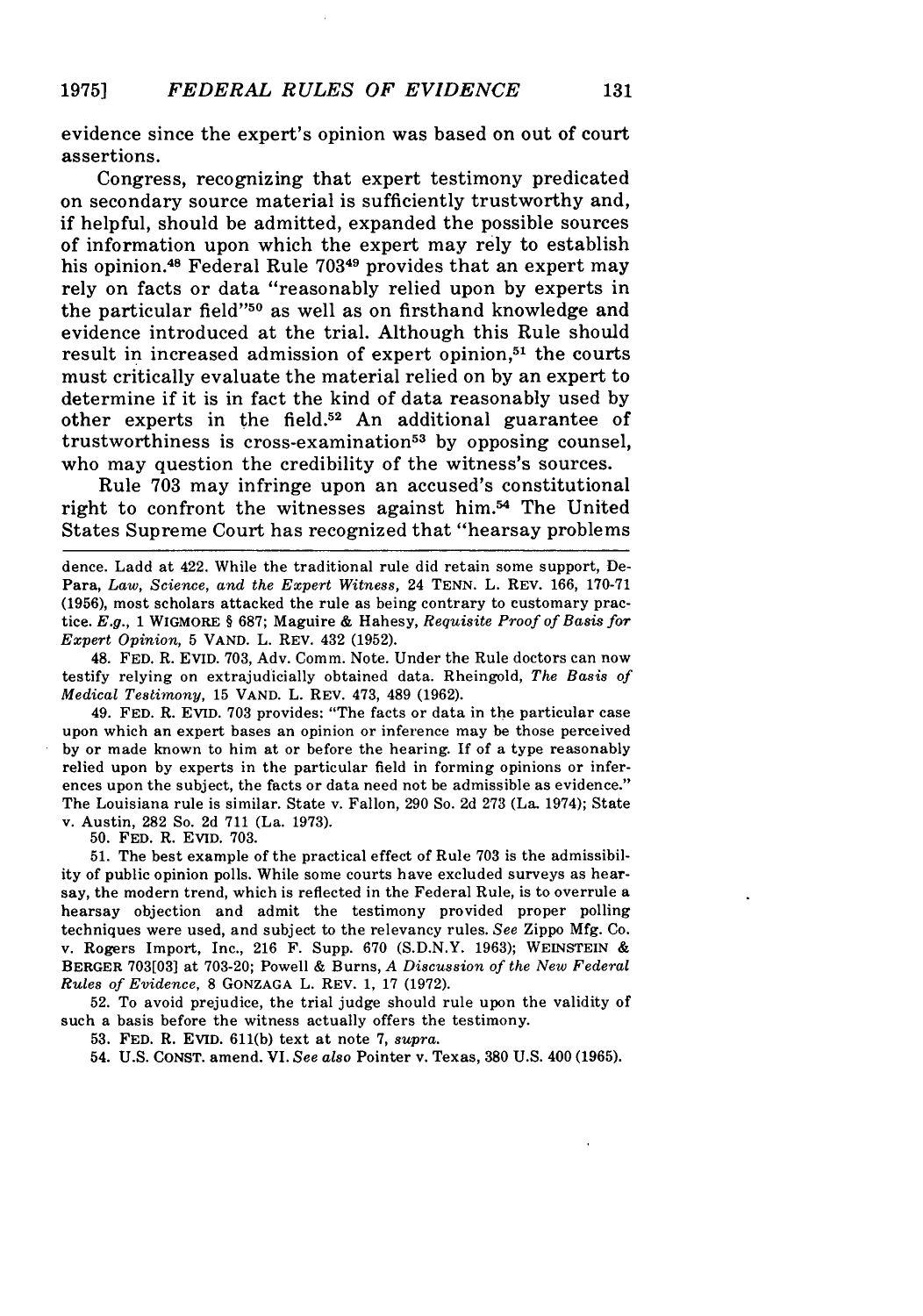evidence since the expert's opinion was based on out of court assertions.

Congress, recognizing that expert testimony predicated on secondary source material is sufficiently trustworthy and, if helpful, should be admitted, expanded the possible sources of information upon which the expert may rely to establish his opinion.[48] Federal Rule 703[49] provides that an expert may rely on facts or data "reasonably relied upon by experts in the particular field"[50] as well as on firsthand knowledge and evidence introduced at the trial. Although this Rule should result in increased admission of expert opinion,[51] the courts must critically evaluate the material relied on by an expert to determine if it is in fact the kind of data reasonably used by other experts in the field.[52] An additional guarantee of trustworthiness is cross-examination[53] by opposing counsel, who may question the credibility of the witness's sources.

Rule 703 may infringe upon an accused's constitutional right to confront the witnesses against him.[54] The United States Supreme Court has recognized that "hearsay problems

---

dence. Ladd at 422. While the traditional rule did retain some support, DePara, *Law, Science, and the Expert Witness*, 24 TENN. L. REV. 166, 170-71 (1956), most scholars attacked the rule as being contrary to customary practice. *E.g.*, 1 WIGMORE § 687; Maguire & Hahesy, *Requisite Proof of Basis for Expert Opinion*, 5 VAND. L. REV. 432 (1952).

48. FED. R. EVID. 703, Adv. Comm. Note. Under the Rule doctors can now testify relying on extrajudicially obtained data. Rheingold, *The Basis of Medical Testimony*, 15 VAND. L. REV. 473, 489 (1962).

49. FED. R. EVID. 703 provides: "The facts or data in the particular case upon which an expert bases an opinion or inference may be those perceived by or made known to him at or before the hearing. If of a type reasonably relied upon by experts in the particular field in forming opinions or inferences upon the subject, the facts or data need not be admissible as evidence." The Louisiana rule is similar. State v. Fallon, 290 So. 2d 273 (La. 1974); State v. Austin, 282 So. 2d 711 (La. 1973).

50. FED. R. EVID. 703.

51. The best example of the practical effect of Rule 703 is the admissibility of public opinion polls. While some courts have excluded surveys as hearsay, the modern trend, which is reflected in the Federal Rule, is to overrule a hearsay objection and admit the testimony provided proper polling techniques were used, and subject to the relevancy rules. *See* Zippo Mfg. Co. v. Rogers Import, Inc., 216 F. Supp. 670 (S.D.N.Y. 1963); WEINSTEIN & BERGER 703[03] at 703-20; Powell & Burns, *A Discussion of the New Federal Rules of Evidence*, 8 GONZAGA L. REV. 1, 17 (1972).

52. To avoid prejudice, the trial judge should rule upon the validity of such a basis before the witness actually offers the testimony.

53. FED. R. EVID. 611(b) text at note 7, *supra*.

54. U.S. CONST. amend. VI. *See also* Pointer v. Texas, 380 U.S. 400 (1965).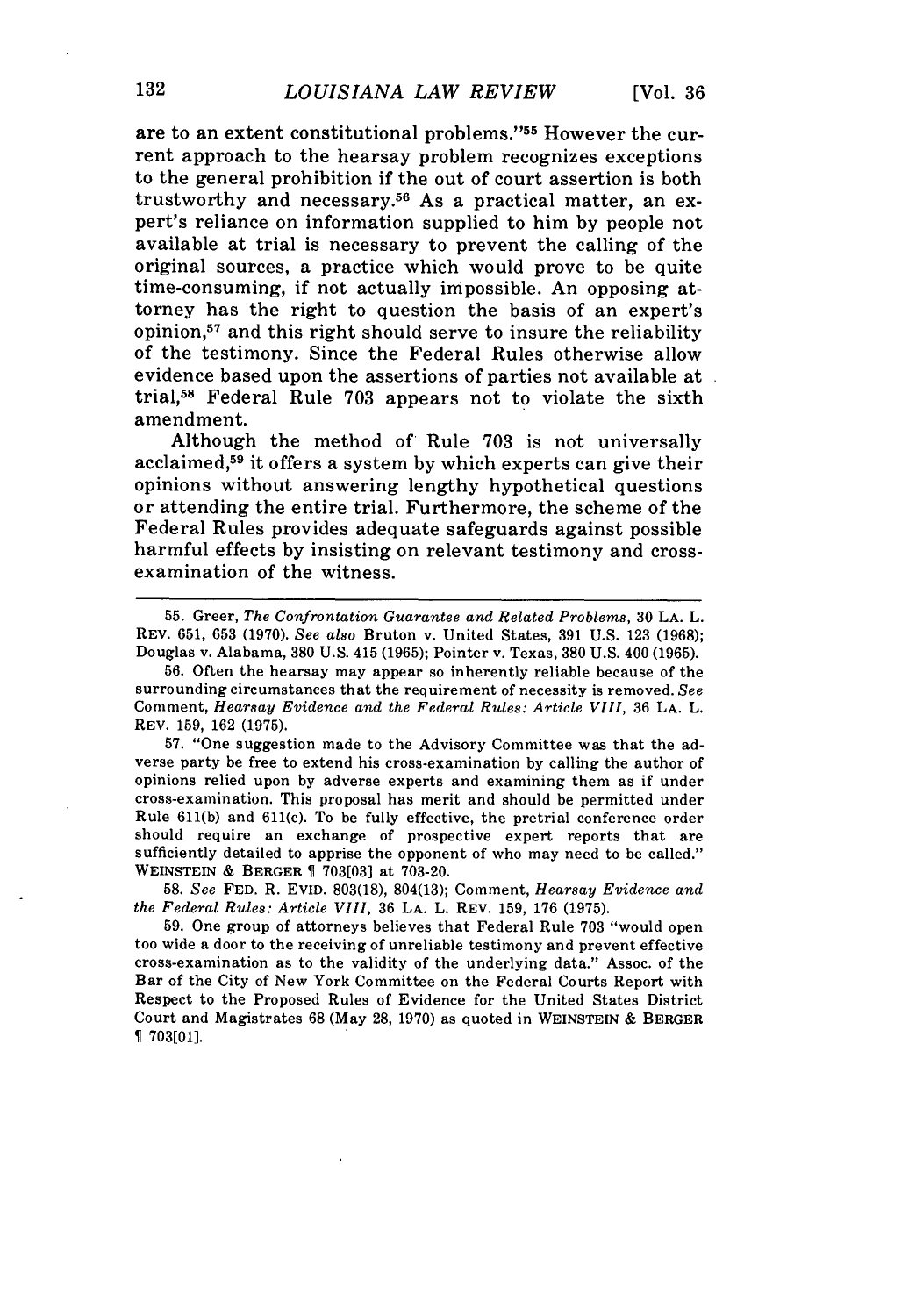are to an extent constitutional problems."[55] However the current approach to the hearsay problem recognizes exceptions to the general prohibition if the out of court assertion is both trustworthy and necessary.[56] As a practical matter, an expert's reliance on information supplied to him by people not available at trial is necessary to prevent the calling of the original sources, a practice which would prove to be quite time-consuming, if not actually impossible. An opposing attorney has the right to question the basis of an expert's opinion,[57] and this right should serve to insure the reliability of the testimony. Since the Federal Rules otherwise allow evidence based upon the assertions of parties not available at trial,[58] Federal Rule 703 appears not to violate the sixth amendment.

Although the method of Rule 703 is not universally acclaimed,[59] it offers a system by which experts can give their opinions without answering lengthy hypothetical questions or attending the entire trial. Furthermore, the scheme of the Federal Rules provides adequate safeguards against possible harmful effects by insisting on relevant testimony and cross-examination of the witness.

---

55. Greer, *The Confrontation Guarantee and Related Problems*, 30 LA. L. REV. 651, 653 (1970). *See also* Bruton v. United States, 391 U.S. 123 (1968); Douglas v. Alabama, 380 U.S. 415 (1965); Pointer v. Texas, 380 U.S. 400 (1965).

56. Often the hearsay may appear so inherently reliable because of the surrounding circumstances that the requirement of necessity is removed. *See* Comment, *Hearsay Evidence and the Federal Rules: Article VIII*, 36 LA. L. REV. 159, 162 (1975).

57. "One suggestion made to the Advisory Committee was that the adverse party be free to extend his cross-examination by calling the author of opinions relied upon by adverse experts and examining them as if under cross-examination. This proposal has merit and should be permitted under Rule 611(b) and 611(c). To be fully effective, the pretrial conference order should require an exchange of prospective expert reports that are sufficiently detailed to apprise the opponent of who may need to be called." WEINSTEIN & BERGER ¶ 703[03] at 703-20.

58. *See* FED. R. EVID. 803(18), 804(13); Comment, *Hearsay Evidence and the Federal Rules: Article VIII*, 36 LA. L. REV. 159, 176 (1975).

59. One group of attorneys believes that Federal Rule 703 "would open too wide a door to the receiving of unreliable testimony and prevent effective cross-examination as to the validity of the underlying data." Assoc. of the Bar of the City of New York Committee on the Federal Courts Report with Respect to the Proposed Rules of Evidence for the United States District Court and Magistrates 68 (May 28, 1970) as quoted in WEINSTEIN & BERGER ¶ 703[01].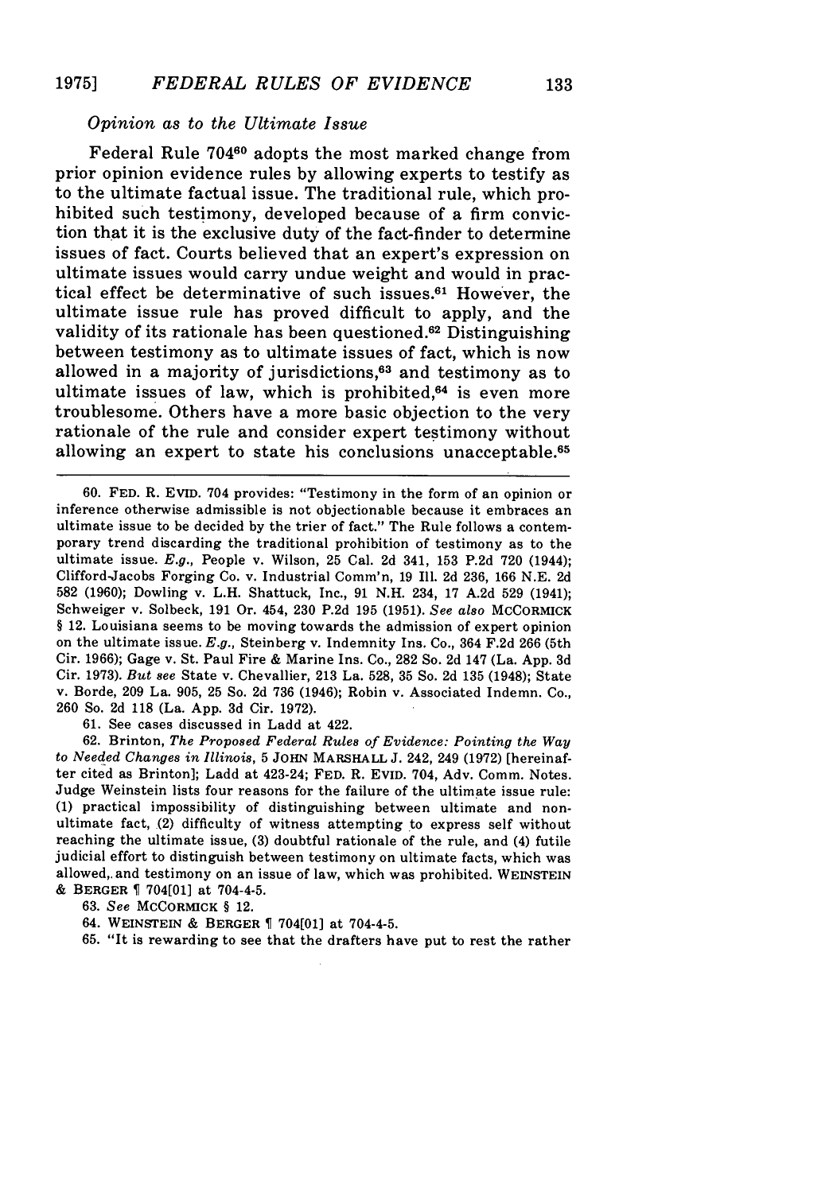*Opinion as to the Ultimate Issue*

Federal Rule 704[60] adopts the most marked change from prior opinion evidence rules by allowing experts to testify as to the ultimate factual issue. The traditional rule, which prohibited such testimony, developed because of a firm conviction that it is the exclusive duty of the fact-finder to determine issues of fact. Courts believed that an expert's expression on ultimate issues would carry undue weight and would in practical effect be determinative of such issues.[61] However, the ultimate issue rule has proved difficult to apply, and the validity of its rationale has been questioned.[62] Distinguishing between testimony as to ultimate issues of fact, which is now allowed in a majority of jurisdictions,[63] and testimony as to ultimate issues of law, which is prohibited,[64] is even more troublesome. Others have a more basic objection to the very rationale of the rule and consider expert testimony without allowing an expert to state his conclusions unacceptable.[65]

---

60. FED. R. EVID. 704 provides: "Testimony in the form of an opinion or inference otherwise admissible is not objectionable because it embraces an ultimate issue to be decided by the trier of fact." The Rule follows a contemporary trend discarding the traditional prohibition of testimony as to the ultimate issue. *E.g.*, People v. Wilson, 25 Cal. 2d 341, 153 P.2d 720 (1944); Clifford-Jacobs Forging Co. v. Industrial Comm'n, 19 Ill. 2d 236, 166 N.E. 2d 582 (1960); Dowling v. L.H. Shattuck, Inc., 91 N.H. 234, 17 A.2d 529 (1941); Schweiger v. Solbeck, 191 Or. 454, 230 P.2d 195 (1951). *See also* McCORMICK § 12. Louisiana seems to be moving towards the admission of expert opinion on the ultimate issue. *E.g.*, Steinberg v. Indemnity Ins. Co., 364 F.2d 266 (5th Cir. 1966); Gage v. St. Paul Fire & Marine Ins. Co., 282 So. 2d 147 (La. App. 3d Cir. 1973). *But see* State v. Chevallier, 213 La. 528, 35 So. 2d 135 (1948); State v. Borde, 209 La. 905, 25 So. 2d 736 (1946); Robin v. Associated Indemn. Co., 260 So. 2d 118 (La. App. 3d Cir. 1972).

61. See cases discussed in Ladd at 422.

62. Brinton, *The Proposed Federal Rules of Evidence: Pointing the Way to Needed Changes in Illinois*, 5 JOHN MARSHALL J. 242, 249 (1972) [hereinafter cited as Brinton]; Ladd at 423-24; FED. R. EVID. 704, Adv. Comm. Notes. Judge Weinstein lists four reasons for the failure of the ultimate issue rule: (1) practical impossibility of distinguishing between ultimate and non-ultimate fact, (2) difficulty of witness attempting to express self without reaching the ultimate issue, (3) doubtful rationale of the rule, and (4) futile judicial effort to distinguish between testimony on ultimate facts, which was allowed, and testimony on an issue of law, which was prohibited. WEINSTEIN & BERGER ¶ 704[01] at 704-4-5.

63. *See* McCORMICK § 12.

64. WEINSTEIN & BERGER ¶ 704[01] at 704-4-5.

65. "It is rewarding to see that the drafters have put to rest the rather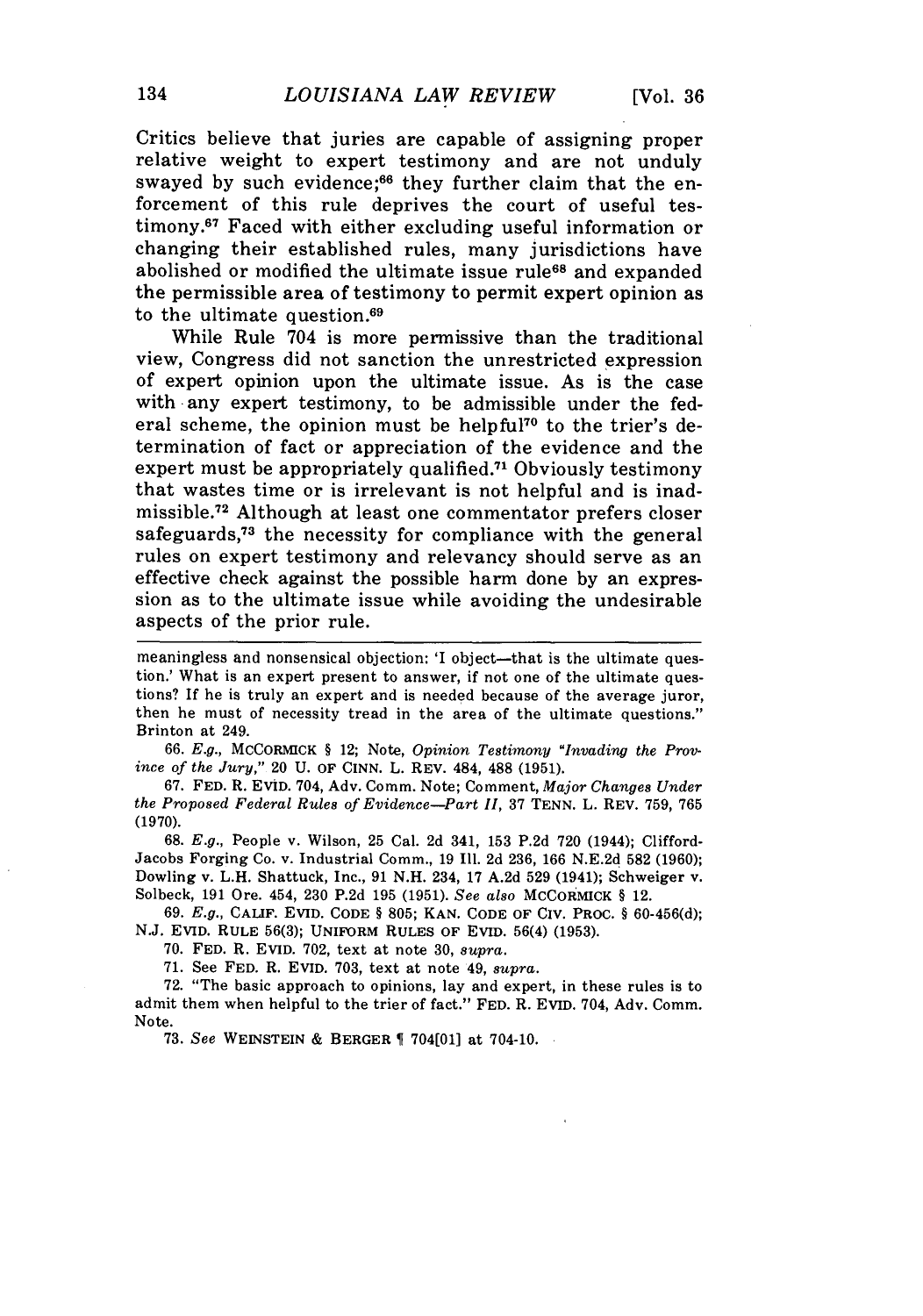Critics believe that juries are capable of assigning proper relative weight to expert testimony and are not unduly swayed by such evidence;[66] they further claim that the enforcement of this rule deprives the court of useful testimony.[67] Faced with either excluding useful information or changing their established rules, many jurisdictions have abolished or modified the ultimate issue rule[68] and expanded the permissible area of testimony to permit expert opinion as to the ultimate question.[69]

While Rule 704 is more permissive than the traditional view, Congress did not sanction the unrestricted expression of expert opinion upon the ultimate issue. As is the case with any expert testimony, to be admissible under the federal scheme, the opinion must be helpful[70] to the trier's determination of fact or appreciation of the evidence and the expert must be appropriately qualified.[71] Obviously testimony that wastes time or is irrelevant is not helpful and is inadmissible.[72] Although at least one commentator prefers closer safeguards,[73] the necessity for compliance with the general rules on expert testimony and relevancy should serve as an effective check against the possible harm done by an expression as to the ultimate issue while avoiding the undesirable aspects of the prior rule.

---

meaningless and nonsensical objection: 'I object—that is the ultimate question.' What is an expert present to answer, if not one of the ultimate questions? If he is truly an expert and is needed because of the average juror, then he must of necessity tread in the area of the ultimate questions." Brinton at 249.

66. *E.g.*, MCCORMICK § 12; Note, *Opinion Testimony "Invading the Province of the Jury,"* 20 U. OF CINN. L. REV. 484, 488 (1951).

67. FED. R. EVID. 704, Adv. Comm. Note; Comment, *Major Changes Under the Proposed Federal Rules of Evidence—Part II*, 37 TENN. L. REV. 759, 765 (1970).

68. *E.g.*, People v. Wilson, 25 Cal. 2d 341, 153 P.2d 720 (1944); Clifford-Jacobs Forging Co. v. Industrial Comm., 19 Ill. 2d 236, 166 N.E.2d 582 (1960); Dowling v. L.H. Shattuck, Inc., 91 N.H. 234, 17 A.2d 529 (1941); Schweiger v. Solbeck, 191 Ore. 454, 230 P.2d 195 (1951). *See also* MCCORMICK § 12.

69. *E.g.*, CALIF. EVID. CODE § 805; KAN. CODE OF CIV. PROC. § 60-456(d); N.J. EVID. RULE 56(3); UNIFORM RULES OF EVID. 56(4) (1953).

70. FED. R. EVID. 702, text at note 30, *supra*.

71. See FED. R. EVID. 703, text at note 49, *supra*.

72. "The basic approach to opinions, lay and expert, in these rules is to admit them when helpful to the trier of fact." FED. R. EVID. 704, Adv. Comm. Note.

73. *See* WEINSTEIN & BERGER ¶ 704[01] at 704-10.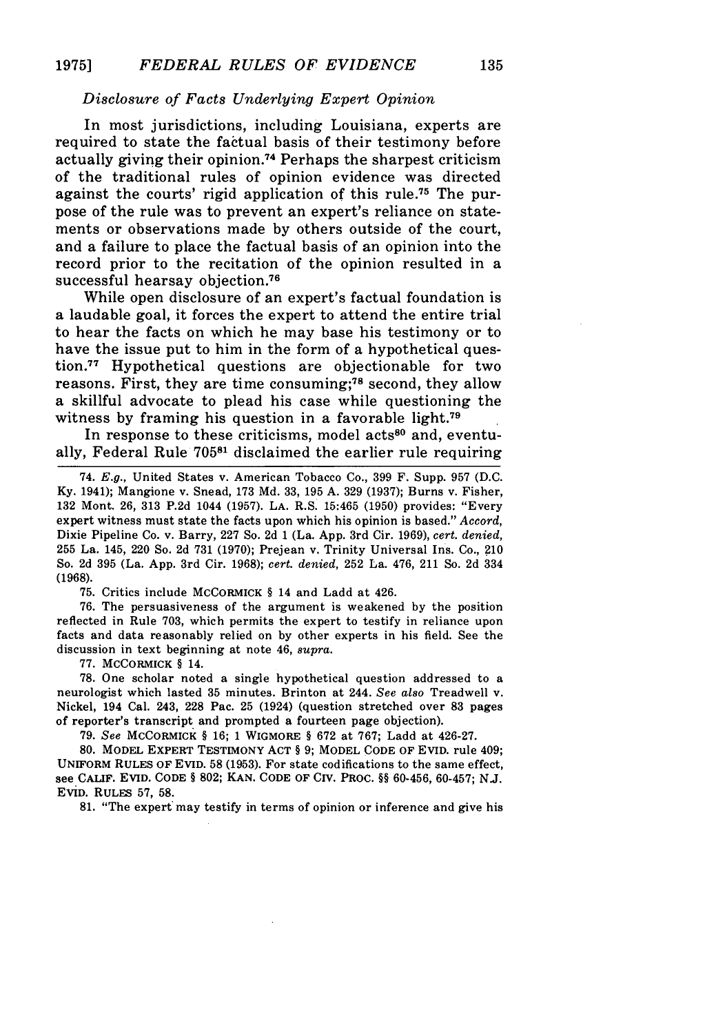*Disclosure of Facts Underlying Expert Opinion*

In most jurisdictions, including Louisiana, experts are required to state the factual basis of their testimony before actually giving their opinion.[74] Perhaps the sharpest criticism of the traditional rules of opinion evidence was directed against the courts' rigid application of this rule.[75] The purpose of the rule was to prevent an expert's reliance on statements or observations made by others outside of the court, and a failure to place the factual basis of an opinion into the record prior to the recitation of the opinion resulted in a successful hearsay objection.[76]

While open disclosure of an expert's factual foundation is a laudable goal, it forces the expert to attend the entire trial to hear the facts on which he may base his testimony or to have the issue put to him in the form of a hypothetical question.[77] Hypothetical questions are objectionable for two reasons. First, they are time consuming;[78] second, they allow a skillful advocate to plead his case while questioning the witness by framing his question in a favorable light.[79]

In response to these criticisms, model acts[80] and, eventually, Federal Rule 705[81] disclaimed the earlier rule requiring

---

74. *E.g.*, United States v. American Tobacco Co., 399 F. Supp. 957 (D.C. Ky. 1941); Mangione v. Snead, 173 Md. 33, 195 A. 329 (1937); Burns v. Fisher, 132 Mont. 26, 313 P.2d 1044 (1957). LA. R.S. 15:465 (1950) provides: "Every expert witness must state the facts upon which his opinion is based." *Accord*, Dixie Pipeline Co. v. Barry, 227 So. 2d 1 (La. App. 3rd Cir. 1969), *cert. denied*, 255 La. 145, 220 So. 2d 731 (1970); Prejean v. Trinity Universal Ins. Co., 210 So. 2d 395 (La. App. 3rd Cir. 1968); *cert. denied*, 252 La. 476, 211 So. 2d 334 (1968).

75. Critics include MCCORMICK § 14 and Ladd at 426.

76. The persuasiveness of the argument is weakened by the position reflected in Rule 703, which permits the expert to testify in reliance upon facts and data reasonably relied on by other experts in his field. See the discussion in text beginning at note 46, *supra*.

77. MCCORMICK § 14.

78. One scholar noted a single hypothetical question addressed to a neurologist which lasted 35 minutes. Brinton at 244. *See also* Treadwell v. Nickel, 194 Cal. 243, 228 Pac. 25 (1924) (question stretched over 83 pages of reporter's transcript and prompted a fourteen page objection).

79. *See* MCCORMICK § 16; 1 WIGMORE § 672 at 767; Ladd at 426-27.

80. MODEL EXPERT TESTIMONY ACT § 9; MODEL CODE OF EVID. rule 409; UNIFORM RULES OF EVID. 58 (1953). For state codifications to the same effect, see CALIF. EVID. CODE § 802; KAN. CODE OF CIV. PROC. §§ 60-456, 60-457; N.J. EVID. RULES 57, 58.

81. "The expert may testify in terms of opinion or inference and give his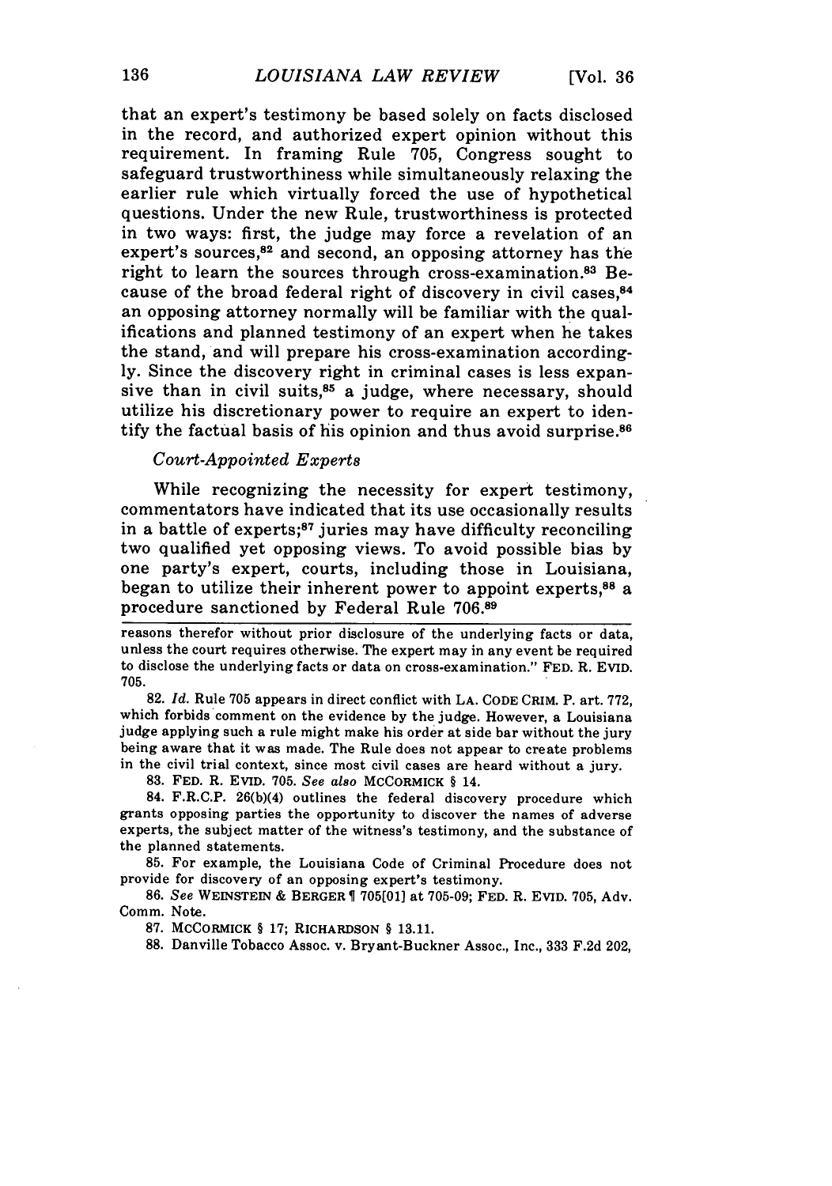that an expert's testimony be based solely on facts disclosed in the record, and authorized expert opinion without this requirement. In framing Rule 705, Congress sought to safeguard trustworthiness while simultaneously relaxing the earlier rule which virtually forced the use of hypothetical questions. Under the new Rule, trustworthiness is protected in two ways: first, the judge may force a revelation of an expert's sources,[82] and second, an opposing attorney has the right to learn the sources through cross-examination.[83] Because of the broad federal right of discovery in civil cases,[84] an opposing attorney normally will be familiar with the qualifications and planned testimony of an expert when he takes the stand, and will prepare his cross-examination accordingly. Since the discovery right in criminal cases is less expansive than in civil suits,[85] a judge, where necessary, should utilize his discretionary power to require an expert to identify the factual basis of his opinion and thus avoid surprise.[86]

*Court-Appointed Experts*

While recognizing the necessity for expert testimony, commentators have indicated that its use occasionally results in a battle of experts;[87] juries may have difficulty reconciling two qualified yet opposing views. To avoid possible bias by one party's expert, courts, including those in Louisiana, began to utilize their inherent power to appoint experts,[88] a procedure sanctioned by Federal Rule 706.[89]

---

reasons therefor without prior disclosure of the underlying facts or data, unless the court requires otherwise. The expert may in any event be required to disclose the underlying facts or data on cross-examination." FED. R. EVID. 705.

82. *Id.* Rule 705 appears in direct conflict with LA. CODE CRIM. P. art. 772, which forbids comment on the evidence by the judge. However, a Louisiana judge applying such a rule might make his order at side bar without the jury being aware that it was made. The Rule does not appear to create problems in the civil trial context, since most civil cases are heard without a jury.

83. FED. R. EVID. 705. *See also* MCCORMICK § 14.

84. F.R.C.P. 26(b)(4) outlines the federal discovery procedure which grants opposing parties the opportunity to discover the names of adverse experts, the subject matter of the witness's testimony, and the substance of the planned statements.

85. For example, the Louisiana Code of Criminal Procedure does not provide for discovery of an opposing expert's testimony.

86. *See* WEINSTEIN & BERGER ¶ 705[01] at 705-09; FED. R. EVID. 705, Adv. Comm. Note.

87. MCCORMICK § 17; RICHARDSON § 13.11.

88. Danville Tobacco Assoc. v. Bryant-Buckner Assoc., Inc., 333 F.2d 202,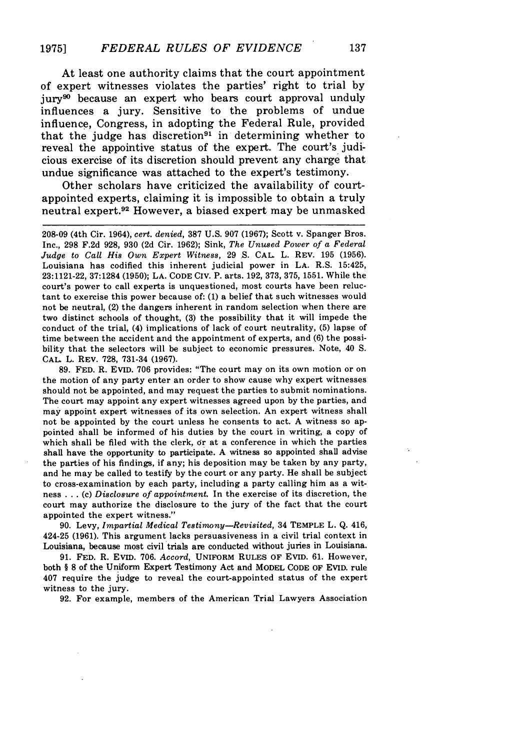At least one authority claims that the court appointment of expert witnesses violates the parties' right to trial by jury[90] because an expert who bears court approval unduly influences a jury. Sensitive to the problems of undue influence, Congress, in adopting the Federal Rule, provided that the judge has discretion[91] in determining whether to reveal the appointive status of the expert. The court's judicious exercise of its discretion should prevent any charge that undue significance was attached to the expert's testimony.

Other scholars have criticized the availability of court-appointed experts, claiming it is impossible to obtain a truly neutral expert.[92] However, a biased expert may be unmasked

---

208-09 (4th Cir. 1964), *cert. denied*, 387 U.S. 907 (1967); Scott v. Spanger Bros. Inc., 298 F.2d 928, 930 (2d Cir. 1962); Sink, *The Unused Power of a Federal Judge to Call His Own Expert Witness*, 29 S. CAL. L. REV. 195 (1956). Louisiana has codified this inherent judicial power in LA. R.S. 15:425, 23:1121-22, 37:1284 (1950); LA. CODE CIV. P. arts. 192, 373, 375, 1551. While the court's power to call experts is unquestioned, most courts have been reluctant to exercise this power because of: (1) a belief that such witnesses would not be neutral, (2) the dangers inherent in random selection when there are two distinct schools of thought, (3) the possibility that it will impede the conduct of the trial, (4) implications of lack of court neutrality, (5) lapse of time between the accident and the appointment of experts, and (6) the possibility that the selectors will be subject to economic pressures. Note, 40 S. CAL. L. REV. 728, 731-34 (1967).

89. FED. R. EVID. 706 provides: "The court may on its own motion or on the motion of any party enter an order to show cause why expert witnesses should not be appointed, and may request the parties to submit nominations. The court may appoint any expert witnesses agreed upon by the parties, and may appoint expert witnesses of its own selection. An expert witness shall not be appointed by the court unless he consents to act. A witness so appointed shall be informed of his duties by the court in writing, a copy of which shall be filed with the clerk, or at a conference in which the parties shall have the opportunity to participate. A witness so appointed shall advise the parties of his findings, if any; his deposition may be taken by any party, and he may be called to testify by the court or any party. He shall be subject to cross-examination by each party, including a party calling him as a witness . . . (c) *Disclosure of appointment.* In the exercise of its discretion, the court may authorize the disclosure to the jury of the fact that the court appointed the expert witness."

90. Levy, *Impartial Medical Testimony—Revisited*, 34 TEMPLE L. Q. 416, 424-25 (1961). This argument lacks persuasiveness in a civil trial context in Louisiana, because most civil trials are conducted without juries in Louisiana.

91. FED. R. EVID. 706. *Accord*, UNIFORM RULES OF EVID. 61. However, both § 8 of the Uniform Expert Testimony Act and MODEL CODE OF EVID. rule 407 require the judge to reveal the court-appointed status of the expert witness to the jury.

92. For example, members of the American Trial Lawyers Association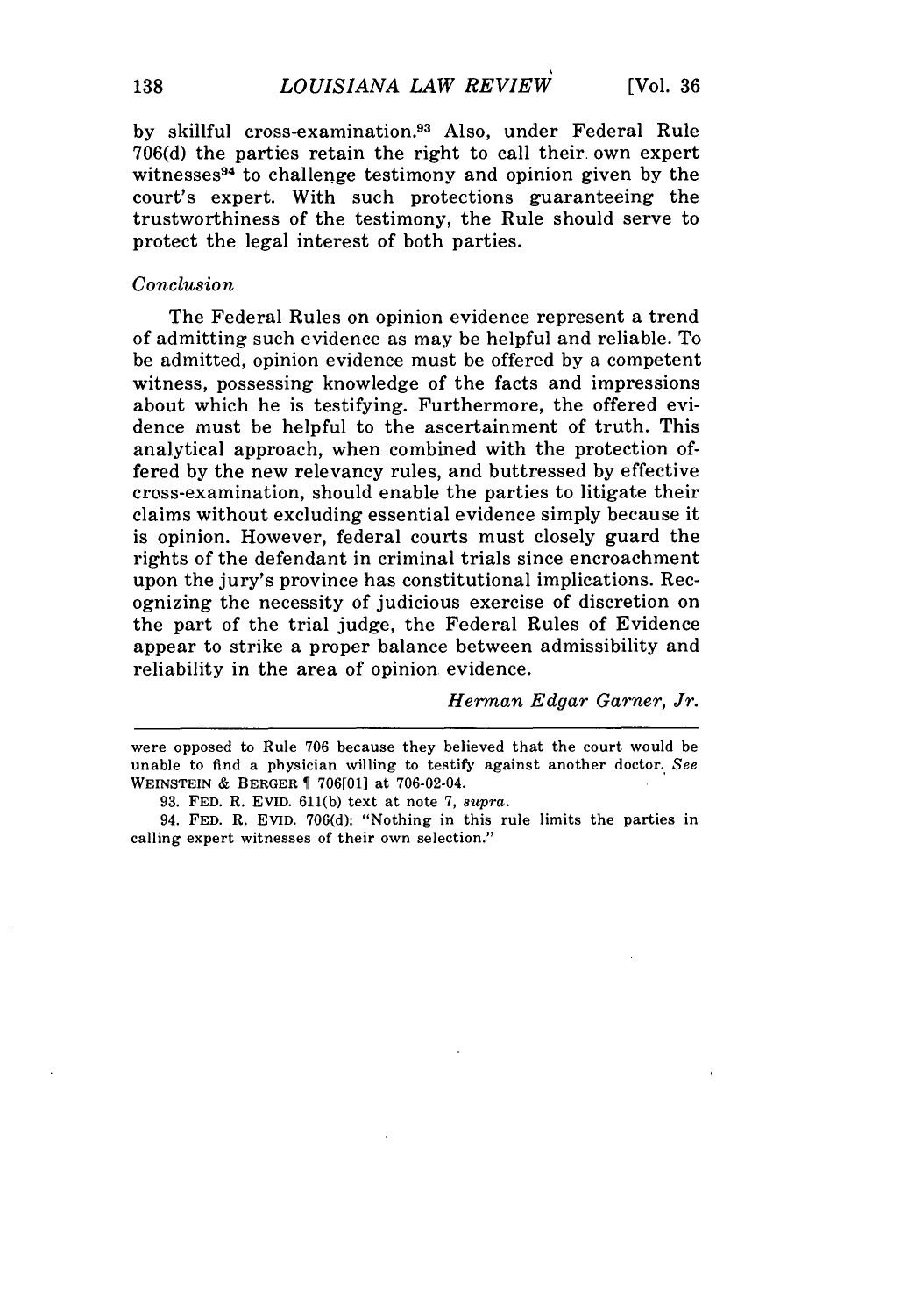by skillful cross-examination.[93] Also, under Federal Rule 706(d) the parties retain the right to call their own expert witnesses[94] to challenge testimony and opinion given by the court's expert. With such protections guaranteeing the trustworthiness of the testimony, the Rule should serve to protect the legal interest of both parties.

### *Conclusion*

The Federal Rules on opinion evidence represent a trend of admitting such evidence as may be helpful and reliable. To be admitted, opinion evidence must be offered by a competent witness, possessing knowledge of the facts and impressions about which he is testifying. Furthermore, the offered evidence must be helpful to the ascertainment of truth. This analytical approach, when combined with the protection offered by the new relevancy rules, and buttressed by effective cross-examination, should enable the parties to litigate their claims without excluding essential evidence simply because it is opinion. However, federal courts must closely guard the rights of the defendant in criminal trials since encroachment upon the jury's province has constitutional implications. Recognizing the necessity of judicious exercise of discretion on the part of the trial judge, the Federal Rules of Evidence appear to strike a proper balance between admissibility and reliability in the area of opinion evidence.

*Herman Edgar Garner, Jr.*

---

were opposed to Rule 706 because they believed that the court would be unable to find a physician willing to testify against another doctor. *See* WEINSTEIN & BERGER ¶ 706[01] at 706-02-04.

93. FED. R. EVID. 611(b) text at note 7, *supra*.

94. FED. R. EVID. 706(d): "Nothing in this rule limits the parties in calling expert witnesses of their own selection."